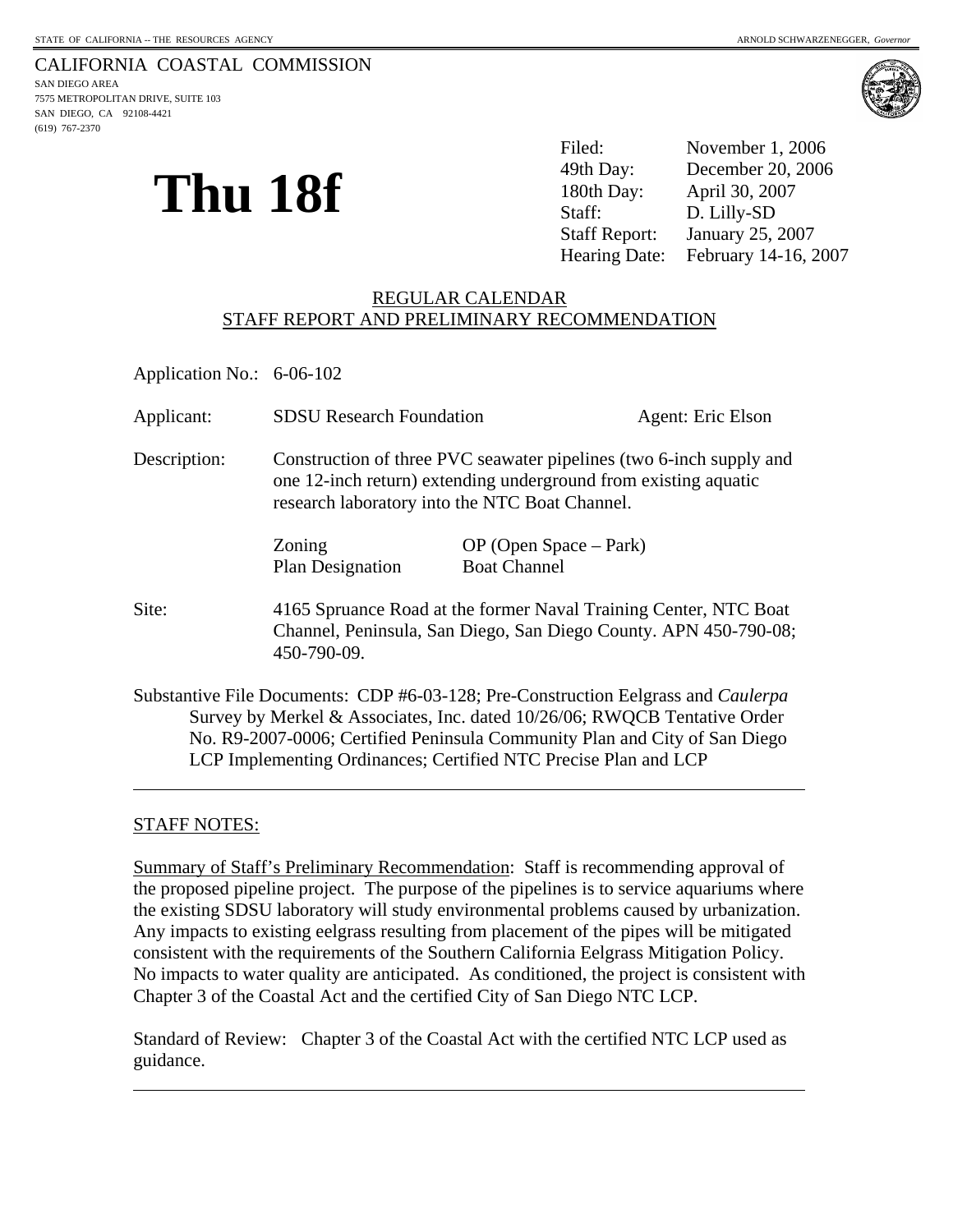STATE OF CALIFORNIA -- THE RESOURCES AGENCY ARNOLD SCHWARZENEGGER, *Governor*

CALIFORNIA COASTAL COMMISSION
SAN DIEGO AREA
7575 METROPOLITAN DRIVE, SUITE 103
SAN DIEGO, CA 92108-4421
(619) 767-2370

# Thu 18f

| | |
|---|---|
| Filed: | November 1, 2006 |
| 49th Day: | December 20, 2006 |
| 180th Day: | April 30, 2007 |
| Staff: | D. Lilly-SD |
| Staff Report: | January 25, 2007 |
| Hearing Date: | February 14-16, 2007 |

## REGULAR CALENDAR
## STAFF REPORT AND PRELIMINARY RECOMMENDATION

Application No.: 6-06-102

Applicant: SDSU Research Foundation Agent: Eric Elson

Description: Construction of three PVC seawater pipelines (two 6-inch supply and one 12-inch return) extending underground from existing aquatic research laboratory into the NTC Boat Channel.

| | |
|---|---|
| Zoning | OP (Open Space – Park) |
| Plan Designation | Boat Channel |

Site: 4165 Spruance Road at the former Naval Training Center, NTC Boat Channel, Peninsula, San Diego, San Diego County. APN 450-790-08; 450-790-09.

Substantive File Documents: CDP #6-03-128; Pre-Construction Eelgrass and *Caulerpa* Survey by Merkel & Associates, Inc. dated 10/26/06; RWQCB Tentative Order No. R9-2007-0006; Certified Peninsula Community Plan and City of San Diego LCP Implementing Ordinances; Certified NTC Precise Plan and LCP

---

STAFF NOTES:

Summary of Staff's Preliminary Recommendation: Staff is recommending approval of the proposed pipeline project. The purpose of the pipelines is to service aquariums where the existing SDSU laboratory will study environmental problems caused by urbanization. Any impacts to existing eelgrass resulting from placement of the pipes will be mitigated consistent with the requirements of the Southern California Eelgrass Mitigation Policy. No impacts to water quality are anticipated. As conditioned, the project is consistent with Chapter 3 of the Coastal Act and the certified City of San Diego NTC LCP.

Standard of Review: Chapter 3 of the Coastal Act with the certified NTC LCP used as guidance.

---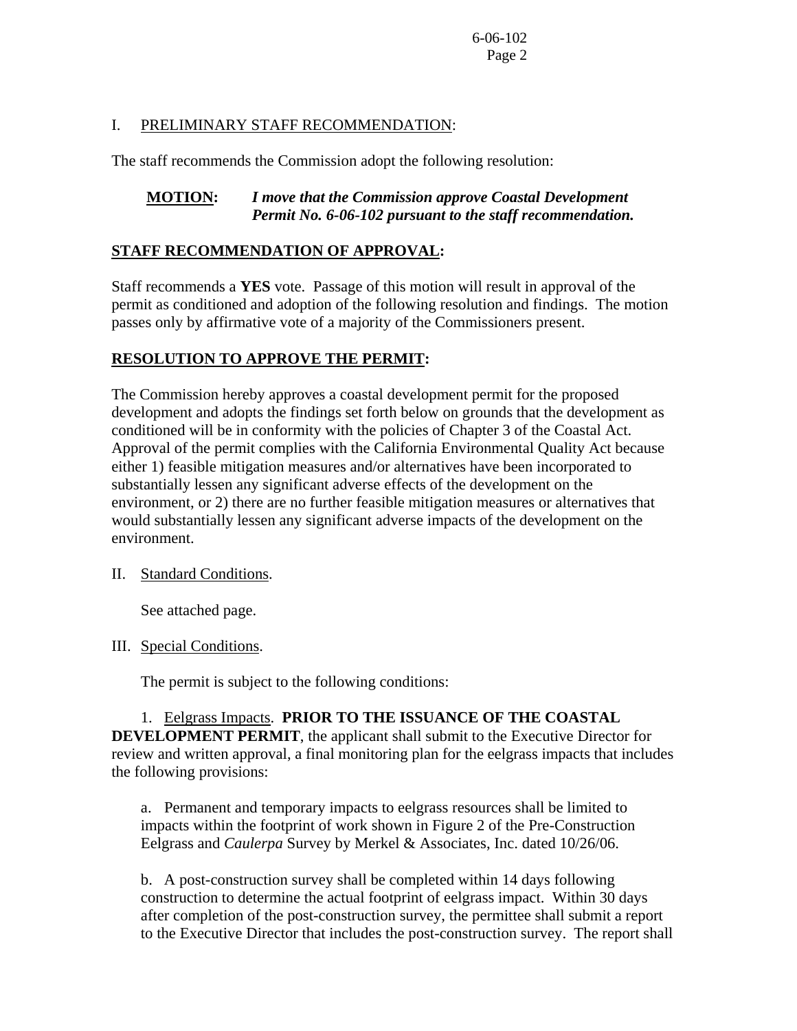I. PRELIMINARY STAFF RECOMMENDATION:

The staff recommends the Commission adopt the following resolution:

**MOTION:** ***I move that the Commission approve Coastal Development Permit No. 6-06-102 pursuant to the staff recommendation.***

**STAFF RECOMMENDATION OF APPROVAL:**

Staff recommends a **YES** vote. Passage of this motion will result in approval of the permit as conditioned and adoption of the following resolution and findings. The motion passes only by affirmative vote of a majority of the Commissioners present.

**RESOLUTION TO APPROVE THE PERMIT:**

The Commission hereby approves a coastal development permit for the proposed development and adopts the findings set forth below on grounds that the development as conditioned will be in conformity with the policies of Chapter 3 of the Coastal Act. Approval of the permit complies with the California Environmental Quality Act because either 1) feasible mitigation measures and/or alternatives have been incorporated to substantially lessen any significant adverse effects of the development on the environment, or 2) there are no further feasible mitigation measures or alternatives that would substantially lessen any significant adverse impacts of the development on the environment.

II. Standard Conditions.

See attached page.

III. Special Conditions.

The permit is subject to the following conditions:

1. Eelgrass Impacts. **PRIOR TO THE ISSUANCE OF THE COASTAL DEVELOPMENT PERMIT**, the applicant shall submit to the Executive Director for review and written approval, a final monitoring plan for the eelgrass impacts that includes the following provisions:

a. Permanent and temporary impacts to eelgrass resources shall be limited to impacts within the footprint of work shown in Figure 2 of the Pre-Construction Eelgrass and *Caulerpa* Survey by Merkel & Associates, Inc. dated 10/26/06.

b. A post-construction survey shall be completed within 14 days following construction to determine the actual footprint of eelgrass impact. Within 30 days after completion of the post-construction survey, the permittee shall submit a report to the Executive Director that includes the post-construction survey. The report shall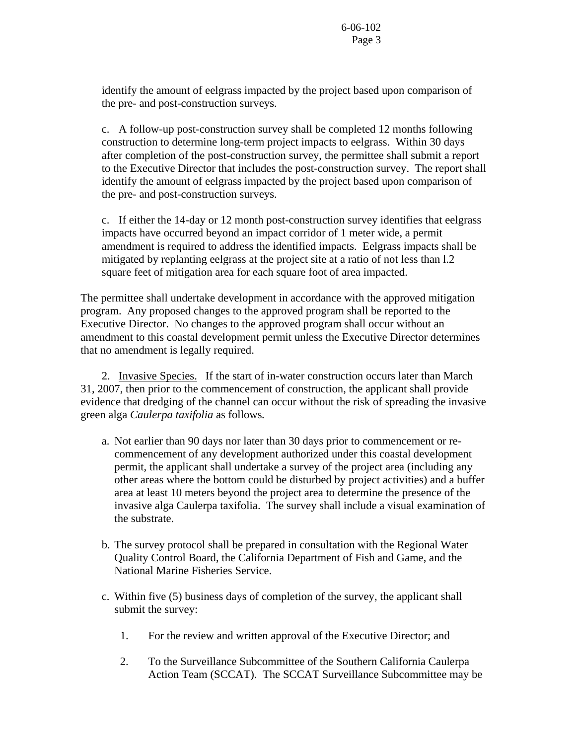identify the amount of eelgrass impacted by the project based upon comparison of the pre- and post-construction surveys.

c. A follow-up post-construction survey shall be completed 12 months following construction to determine long-term project impacts to eelgrass. Within 30 days after completion of the post-construction survey, the permittee shall submit a report to the Executive Director that includes the post-construction survey. The report shall identify the amount of eelgrass impacted by the project based upon comparison of the pre- and post-construction surveys.

c. If either the 14-day or 12 month post-construction survey identifies that eelgrass impacts have occurred beyond an impact corridor of 1 meter wide, a permit amendment is required to address the identified impacts. Eelgrass impacts shall be mitigated by replanting eelgrass at the project site at a ratio of not less than l.2 square feet of mitigation area for each square foot of area impacted.

The permittee shall undertake development in accordance with the approved mitigation program. Any proposed changes to the approved program shall be reported to the Executive Director. No changes to the approved program shall occur without an amendment to this coastal development permit unless the Executive Director determines that no amendment is legally required.

2. Invasive Species. If the start of in-water construction occurs later than March 31, 2007, then prior to the commencement of construction, the applicant shall provide evidence that dredging of the channel can occur without the risk of spreading the invasive green alga *Caulerpa taxifolia* as follows.

a. Not earlier than 90 days nor later than 30 days prior to commencement or re-commencement of any development authorized under this coastal development permit, the applicant shall undertake a survey of the project area (including any other areas where the bottom could be disturbed by project activities) and a buffer area at least 10 meters beyond the project area to determine the presence of the invasive alga Caulerpa taxifolia. The survey shall include a visual examination of the substrate.

b. The survey protocol shall be prepared in consultation with the Regional Water Quality Control Board, the California Department of Fish and Game, and the National Marine Fisheries Service.

c. Within five (5) business days of completion of the survey, the applicant shall submit the survey:

1. For the review and written approval of the Executive Director; and

2. To the Surveillance Subcommittee of the Southern California Caulerpa Action Team (SCCAT). The SCCAT Surveillance Subcommittee may be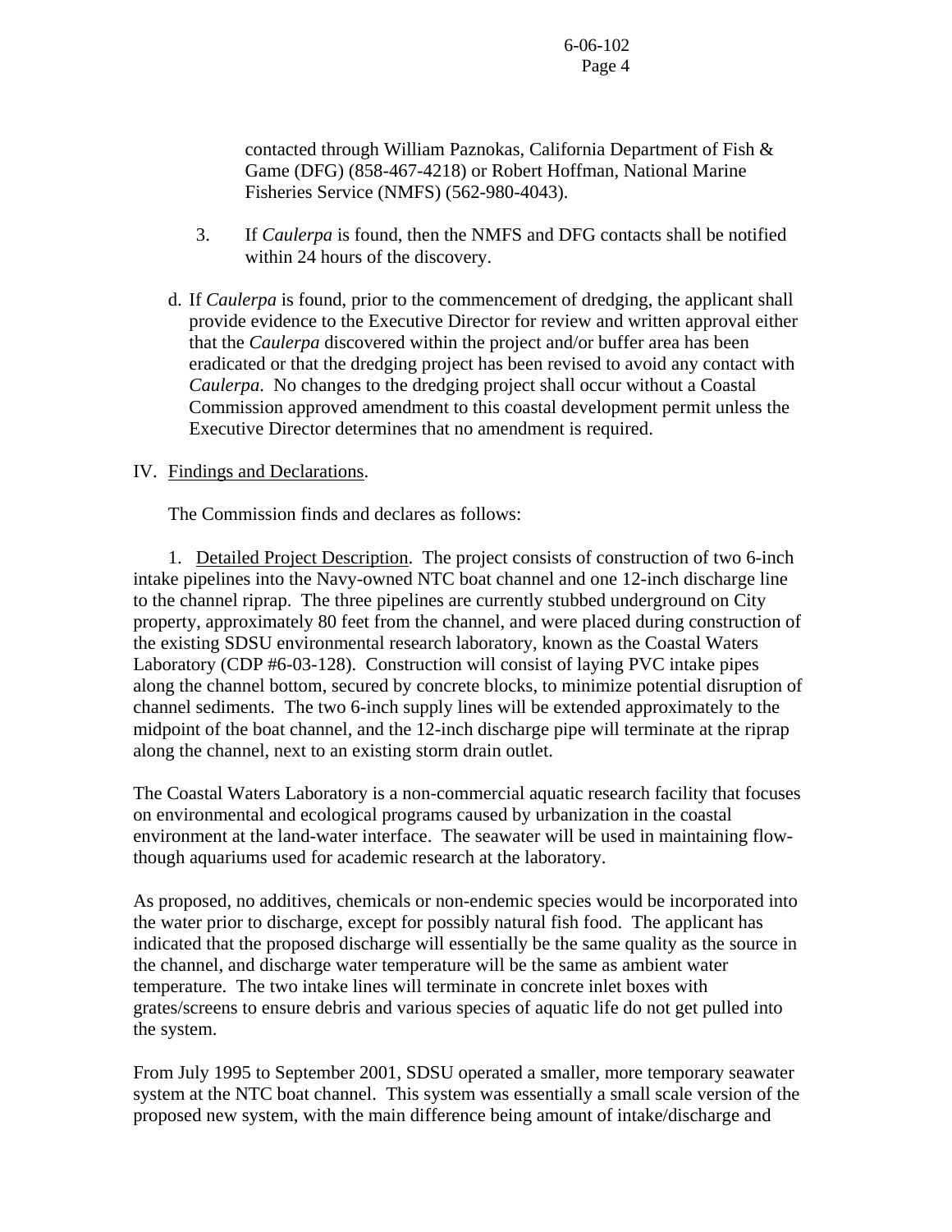contacted through William Paznokas, California Department of Fish & Game (DFG) (858-467-4218) or Robert Hoffman, National Marine Fisheries Service (NMFS) (562-980-4043).

3. If *Caulerpa* is found, then the NMFS and DFG contacts shall be notified within 24 hours of the discovery.

d. If *Caulerpa* is found, prior to the commencement of dredging, the applicant shall provide evidence to the Executive Director for review and written approval either that the *Caulerpa* discovered within the project and/or buffer area has been eradicated or that the dredging project has been revised to avoid any contact with *Caulerpa*. No changes to the dredging project shall occur without a Coastal Commission approved amendment to this coastal development permit unless the Executive Director determines that no amendment is required.

IV. Findings and Declarations.

The Commission finds and declares as follows:

1. Detailed Project Description. The project consists of construction of two 6-inch intake pipelines into the Navy-owned NTC boat channel and one 12-inch discharge line to the channel riprap. The three pipelines are currently stubbed underground on City property, approximately 80 feet from the channel, and were placed during construction of the existing SDSU environmental research laboratory, known as the Coastal Waters Laboratory (CDP #6-03-128). Construction will consist of laying PVC intake pipes along the channel bottom, secured by concrete blocks, to minimize potential disruption of channel sediments. The two 6-inch supply lines will be extended approximately to the midpoint of the boat channel, and the 12-inch discharge pipe will terminate at the riprap along the channel, next to an existing storm drain outlet.

The Coastal Waters Laboratory is a non-commercial aquatic research facility that focuses on environmental and ecological programs caused by urbanization in the coastal environment at the land-water interface. The seawater will be used in maintaining flow-though aquariums used for academic research at the laboratory.

As proposed, no additives, chemicals or non-endemic species would be incorporated into the water prior to discharge, except for possibly natural fish food. The applicant has indicated that the proposed discharge will essentially be the same quality as the source in the channel, and discharge water temperature will be the same as ambient water temperature. The two intake lines will terminate in concrete inlet boxes with grates/screens to ensure debris and various species of aquatic life do not get pulled into the system.

From July 1995 to September 2001, SDSU operated a smaller, more temporary seawater system at the NTC boat channel. This system was essentially a small scale version of the proposed new system, with the main difference being amount of intake/discharge and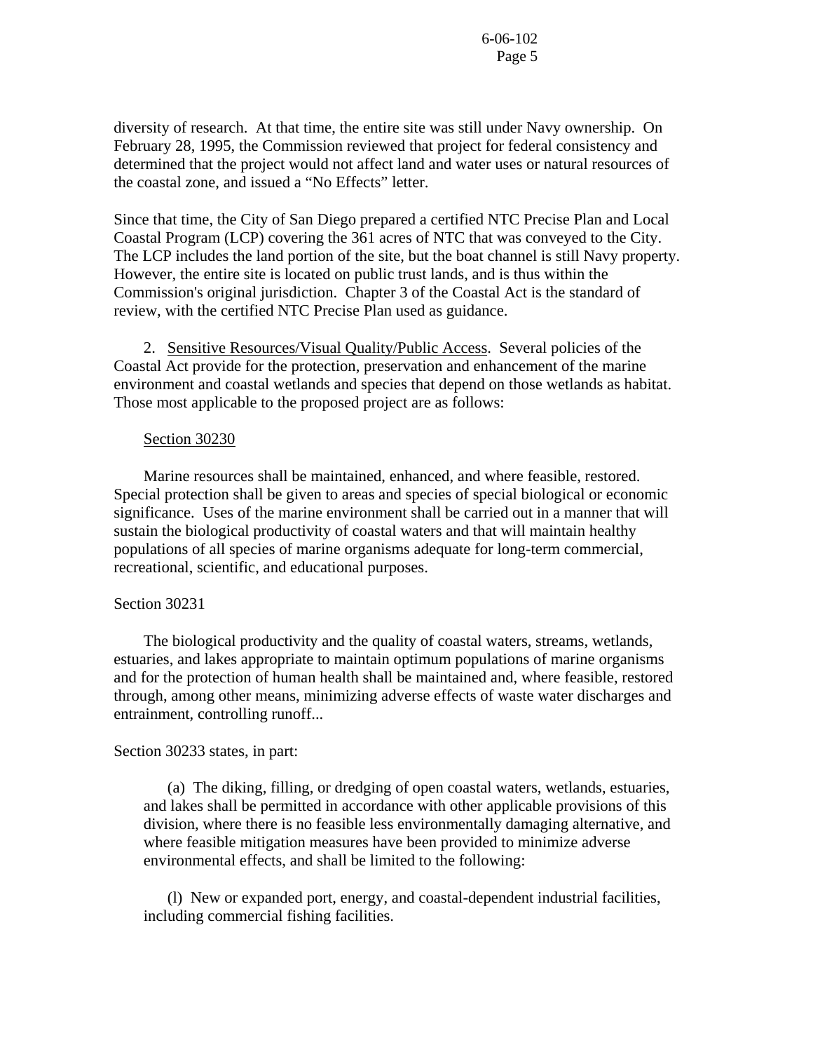diversity of research. At that time, the entire site was still under Navy ownership. On February 28, 1995, the Commission reviewed that project for federal consistency and determined that the project would not affect land and water uses or natural resources of the coastal zone, and issued a "No Effects" letter.

Since that time, the City of San Diego prepared a certified NTC Precise Plan and Local Coastal Program (LCP) covering the 361 acres of NTC that was conveyed to the City. The LCP includes the land portion of the site, but the boat channel is still Navy property. However, the entire site is located on public trust lands, and is thus within the Commission's original jurisdiction. Chapter 3 of the Coastal Act is the standard of review, with the certified NTC Precise Plan used as guidance.

2. Sensitive Resources/Visual Quality/Public Access. Several policies of the Coastal Act provide for the protection, preservation and enhancement of the marine environment and coastal wetlands and species that depend on those wetlands as habitat. Those most applicable to the proposed project are as follows:

Section 30230

Marine resources shall be maintained, enhanced, and where feasible, restored. Special protection shall be given to areas and species of special biological or economic significance. Uses of the marine environment shall be carried out in a manner that will sustain the biological productivity of coastal waters and that will maintain healthy populations of all species of marine organisms adequate for long-term commercial, recreational, scientific, and educational purposes.

Section 30231

The biological productivity and the quality of coastal waters, streams, wetlands, estuaries, and lakes appropriate to maintain optimum populations of marine organisms and for the protection of human health shall be maintained and, where feasible, restored through, among other means, minimizing adverse effects of waste water discharges and entrainment, controlling runoff...

Section 30233 states, in part:

(a) The diking, filling, or dredging of open coastal waters, wetlands, estuaries, and lakes shall be permitted in accordance with other applicable provisions of this division, where there is no feasible less environmentally damaging alternative, and where feasible mitigation measures have been provided to minimize adverse environmental effects, and shall be limited to the following:

(l) New or expanded port, energy, and coastal-dependent industrial facilities, including commercial fishing facilities.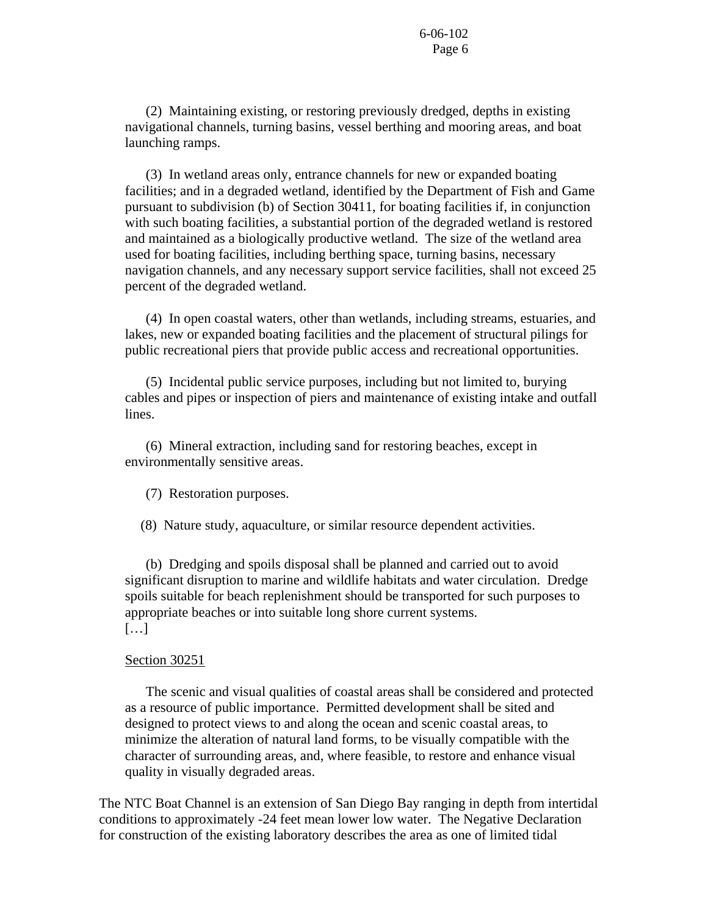(2) Maintaining existing, or restoring previously dredged, depths in existing navigational channels, turning basins, vessel berthing and mooring areas, and boat launching ramps.

(3) In wetland areas only, entrance channels for new or expanded boating facilities; and in a degraded wetland, identified by the Department of Fish and Game pursuant to subdivision (b) of Section 30411, for boating facilities if, in conjunction with such boating facilities, a substantial portion of the degraded wetland is restored and maintained as a biologically productive wetland. The size of the wetland area used for boating facilities, including berthing space, turning basins, necessary navigation channels, and any necessary support service facilities, shall not exceed 25 percent of the degraded wetland.

(4) In open coastal waters, other than wetlands, including streams, estuaries, and lakes, new or expanded boating facilities and the placement of structural pilings for public recreational piers that provide public access and recreational opportunities.

(5) Incidental public service purposes, including but not limited to, burying cables and pipes or inspection of piers and maintenance of existing intake and outfall lines.

(6) Mineral extraction, including sand for restoring beaches, except in environmentally sensitive areas.

(7) Restoration purposes.

(8) Nature study, aquaculture, or similar resource dependent activities.

(b) Dredging and spoils disposal shall be planned and carried out to avoid significant disruption to marine and wildlife habitats and water circulation. Dredge spoils suitable for beach replenishment should be transported for such purposes to appropriate beaches or into suitable long shore current systems.
[…]

Section 30251

The scenic and visual qualities of coastal areas shall be considered and protected as a resource of public importance. Permitted development shall be sited and designed to protect views to and along the ocean and scenic coastal areas, to minimize the alteration of natural land forms, to be visually compatible with the character of surrounding areas, and, where feasible, to restore and enhance visual quality in visually degraded areas.

The NTC Boat Channel is an extension of San Diego Bay ranging in depth from intertidal conditions to approximately -24 feet mean lower low water. The Negative Declaration for construction of the existing laboratory describes the area as one of limited tidal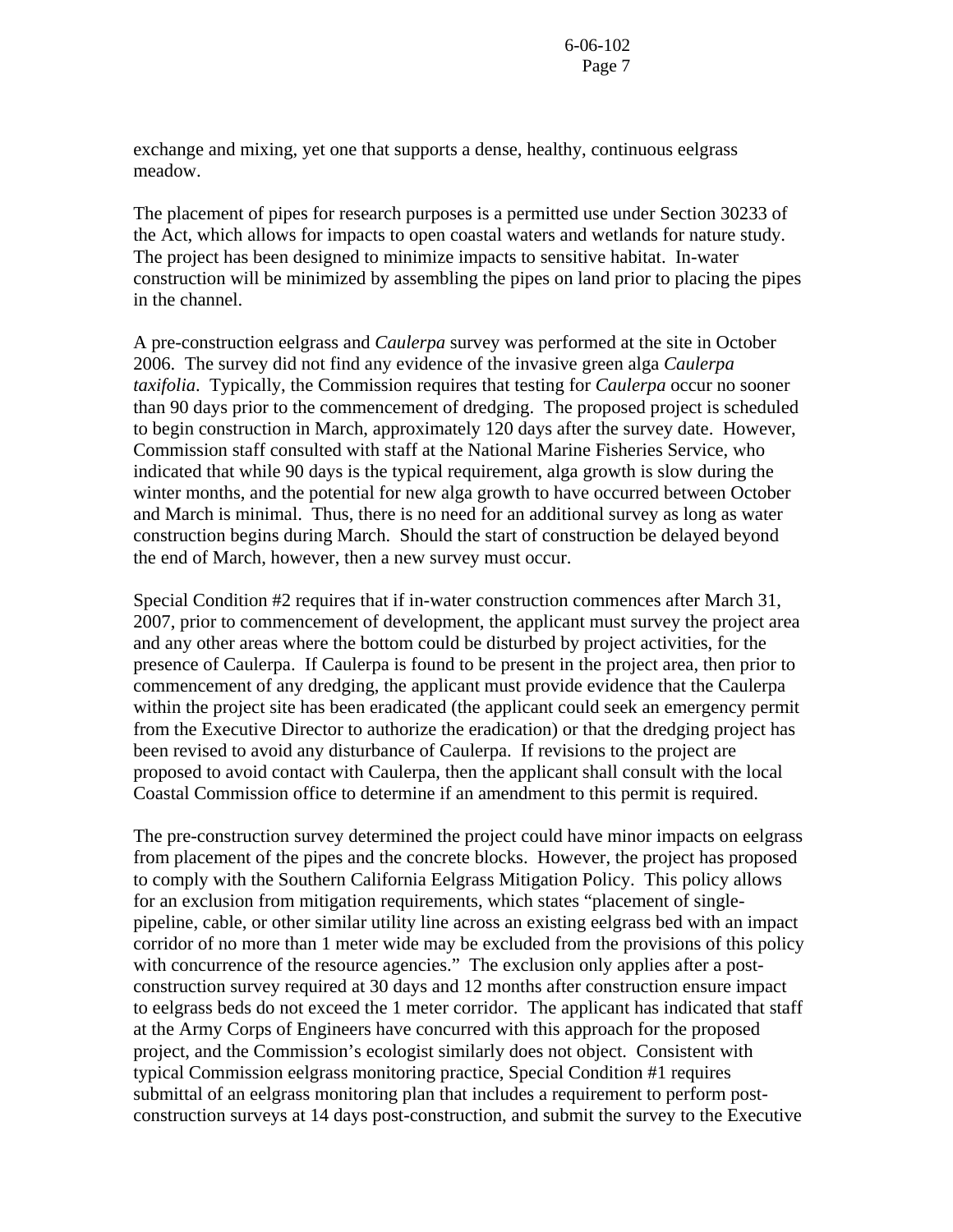exchange and mixing, yet one that supports a dense, healthy, continuous eelgrass meadow.

The placement of pipes for research purposes is a permitted use under Section 30233 of the Act, which allows for impacts to open coastal waters and wetlands for nature study. The project has been designed to minimize impacts to sensitive habitat. In-water construction will be minimized by assembling the pipes on land prior to placing the pipes in the channel.

A pre-construction eelgrass and *Caulerpa* survey was performed at the site in October 2006. The survey did not find any evidence of the invasive green alga *Caulerpa taxifolia*. Typically, the Commission requires that testing for *Caulerpa* occur no sooner than 90 days prior to the commencement of dredging. The proposed project is scheduled to begin construction in March, approximately 120 days after the survey date. However, Commission staff consulted with staff at the National Marine Fisheries Service, who indicated that while 90 days is the typical requirement, alga growth is slow during the winter months, and the potential for new alga growth to have occurred between October and March is minimal. Thus, there is no need for an additional survey as long as water construction begins during March. Should the start of construction be delayed beyond the end of March, however, then a new survey must occur.

Special Condition #2 requires that if in-water construction commences after March 31, 2007, prior to commencement of development, the applicant must survey the project area and any other areas where the bottom could be disturbed by project activities, for the presence of Caulerpa. If Caulerpa is found to be present in the project area, then prior to commencement of any dredging, the applicant must provide evidence that the Caulerpa within the project site has been eradicated (the applicant could seek an emergency permit from the Executive Director to authorize the eradication) or that the dredging project has been revised to avoid any disturbance of Caulerpa. If revisions to the project are proposed to avoid contact with Caulerpa, then the applicant shall consult with the local Coastal Commission office to determine if an amendment to this permit is required.

The pre-construction survey determined the project could have minor impacts on eelgrass from placement of the pipes and the concrete blocks. However, the project has proposed to comply with the Southern California Eelgrass Mitigation Policy. This policy allows for an exclusion from mitigation requirements, which states "placement of single-pipeline, cable, or other similar utility line across an existing eelgrass bed with an impact corridor of no more than 1 meter wide may be excluded from the provisions of this policy with concurrence of the resource agencies." The exclusion only applies after a post-construction survey required at 30 days and 12 months after construction ensure impact to eelgrass beds do not exceed the 1 meter corridor. The applicant has indicated that staff at the Army Corps of Engineers have concurred with this approach for the proposed project, and the Commission's ecologist similarly does not object. Consistent with typical Commission eelgrass monitoring practice, Special Condition #1 requires submittal of an eelgrass monitoring plan that includes a requirement to perform post-construction surveys at 14 days post-construction, and submit the survey to the Executive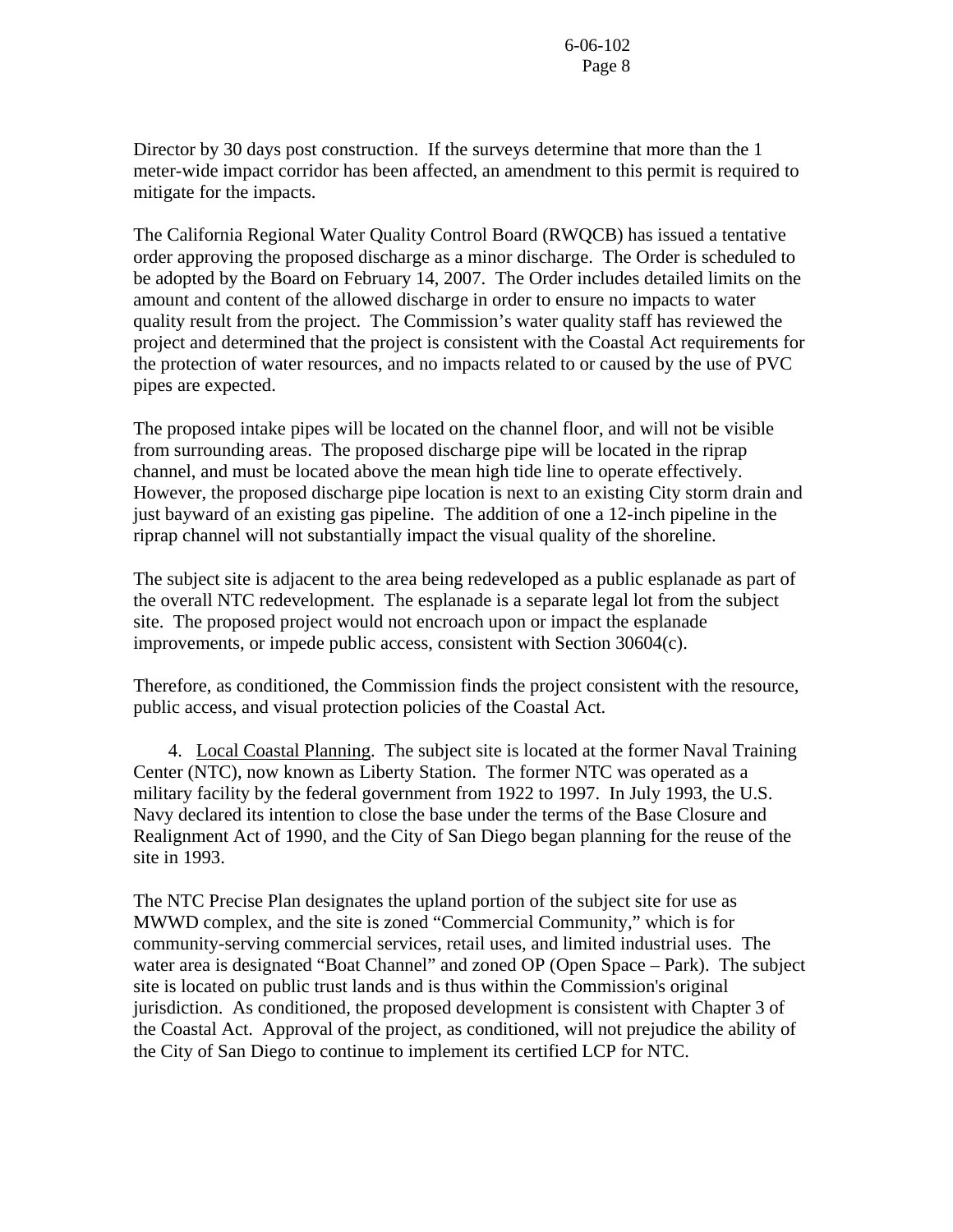Director by 30 days post construction. If the surveys determine that more than the 1 meter-wide impact corridor has been affected, an amendment to this permit is required to mitigate for the impacts.

The California Regional Water Quality Control Board (RWQCB) has issued a tentative order approving the proposed discharge as a minor discharge. The Order is scheduled to be adopted by the Board on February 14, 2007. The Order includes detailed limits on the amount and content of the allowed discharge in order to ensure no impacts to water quality result from the project. The Commission's water quality staff has reviewed the project and determined that the project is consistent with the Coastal Act requirements for the protection of water resources, and no impacts related to or caused by the use of PVC pipes are expected.

The proposed intake pipes will be located on the channel floor, and will not be visible from surrounding areas. The proposed discharge pipe will be located in the riprap channel, and must be located above the mean high tide line to operate effectively. However, the proposed discharge pipe location is next to an existing City storm drain and just bayward of an existing gas pipeline. The addition of one a 12-inch pipeline in the riprap channel will not substantially impact the visual quality of the shoreline.

The subject site is adjacent to the area being redeveloped as a public esplanade as part of the overall NTC redevelopment. The esplanade is a separate legal lot from the subject site. The proposed project would not encroach upon or impact the esplanade improvements, or impede public access, consistent with Section 30604(c).

Therefore, as conditioned, the Commission finds the project consistent with the resource, public access, and visual protection policies of the Coastal Act.

4. Local Coastal Planning. The subject site is located at the former Naval Training Center (NTC), now known as Liberty Station. The former NTC was operated as a military facility by the federal government from 1922 to 1997. In July 1993, the U.S. Navy declared its intention to close the base under the terms of the Base Closure and Realignment Act of 1990, and the City of San Diego began planning for the reuse of the site in 1993.

The NTC Precise Plan designates the upland portion of the subject site for use as MWWD complex, and the site is zoned "Commercial Community," which is for community-serving commercial services, retail uses, and limited industrial uses. The water area is designated "Boat Channel" and zoned OP (Open Space – Park). The subject site is located on public trust lands and is thus within the Commission's original jurisdiction. As conditioned, the proposed development is consistent with Chapter 3 of the Coastal Act. Approval of the project, as conditioned, will not prejudice the ability of the City of San Diego to continue to implement its certified LCP for NTC.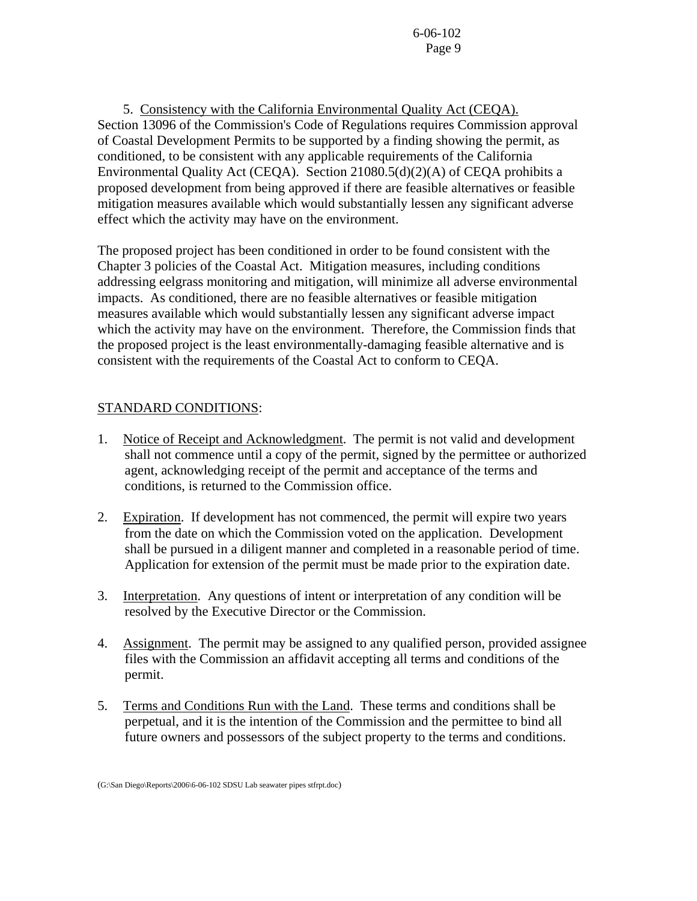5. Consistency with the California Environmental Quality Act (CEQA). Section 13096 of the Commission's Code of Regulations requires Commission approval of Coastal Development Permits to be supported by a finding showing the permit, as conditioned, to be consistent with any applicable requirements of the California Environmental Quality Act (CEQA). Section 21080.5(d)(2)(A) of CEQA prohibits a proposed development from being approved if there are feasible alternatives or feasible mitigation measures available which would substantially lessen any significant adverse effect which the activity may have on the environment.

The proposed project has been conditioned in order to be found consistent with the Chapter 3 policies of the Coastal Act. Mitigation measures, including conditions addressing eelgrass monitoring and mitigation, will minimize all adverse environmental impacts. As conditioned, there are no feasible alternatives or feasible mitigation measures available which would substantially lessen any significant adverse impact which the activity may have on the environment. Therefore, the Commission finds that the proposed project is the least environmentally-damaging feasible alternative and is consistent with the requirements of the Coastal Act to conform to CEQA.

STANDARD CONDITIONS:

1. Notice of Receipt and Acknowledgment. The permit is not valid and development shall not commence until a copy of the permit, signed by the permittee or authorized agent, acknowledging receipt of the permit and acceptance of the terms and conditions, is returned to the Commission office.

2. Expiration. If development has not commenced, the permit will expire two years from the date on which the Commission voted on the application. Development shall be pursued in a diligent manner and completed in a reasonable period of time. Application for extension of the permit must be made prior to the expiration date.

3. Interpretation. Any questions of intent or interpretation of any condition will be resolved by the Executive Director or the Commission.

4. Assignment. The permit may be assigned to any qualified person, provided assignee files with the Commission an affidavit accepting all terms and conditions of the permit.

5. Terms and Conditions Run with the Land. These terms and conditions shall be perpetual, and it is the intention of the Commission and the permittee to bind all future owners and possessors of the subject property to the terms and conditions.

(G:\San Diego\Reports\2006\6-06-102 SDSU Lab seawater pipes stfrpt.doc)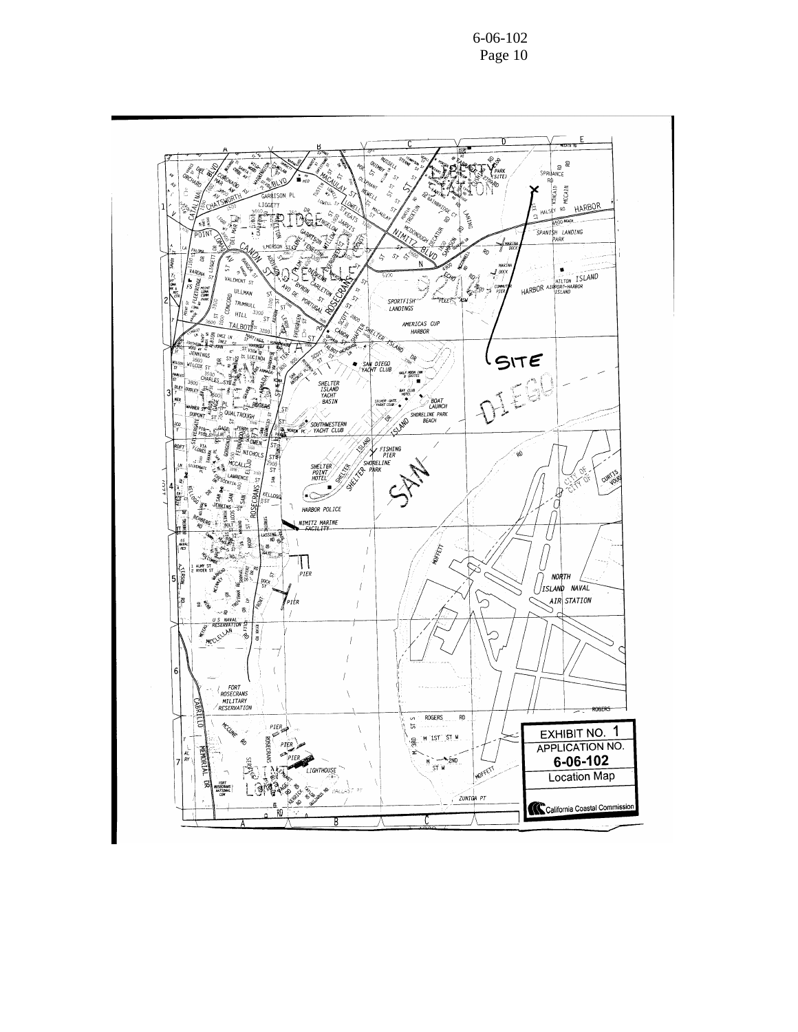EXHIBIT NO. 1

APPLICATION NO.

**6-06-102**

Location Map

California Coastal Commission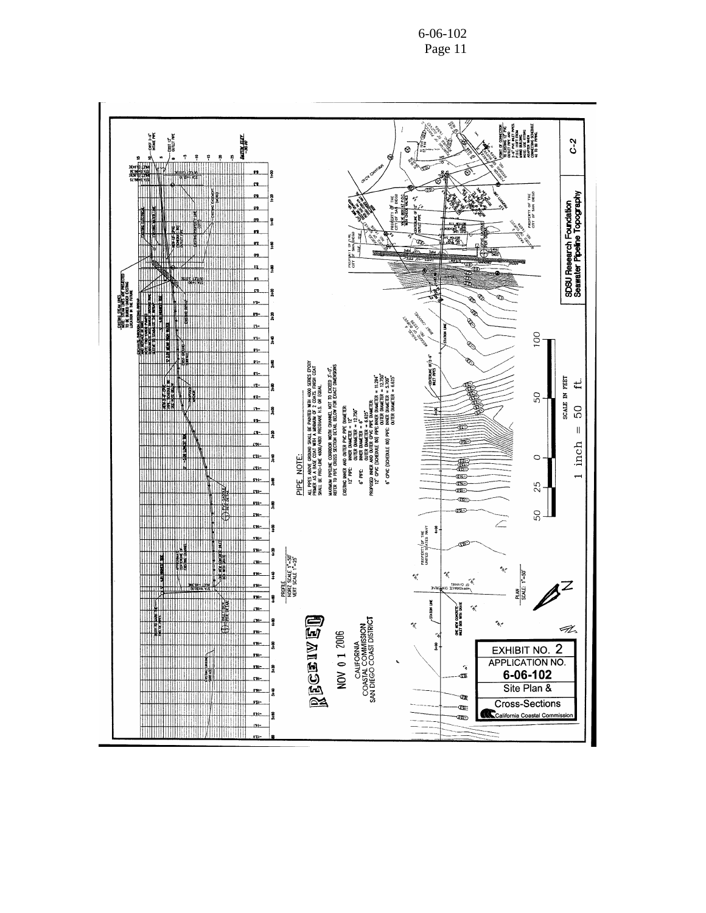PIPE NOTE:

ALL PIPES ABOVE GROUND SHALL BE PAINTED WITH 4000 SERIES EPOXY PRIMER AS A BASE COAT WITH A MINIMUM OF 2 COATS FINISH COAT SHALL BE PRO-LINE 4800/4801 PROSHANE H.S. OR EQUAL.

MAXIMUM PIPELINE CORRIDOR WIDTH CHANNEL NOT TO EXCEED 3'-0". REFER TO PIPE CROSS SECTION DETAIL BELOW FOR EXACT DIMENSIONS

EXISTING INNER AND OUTER PVC PIPE DIAMETER:
12" PIPE: INNER DIAMETER = 12"
OUTER DIAMETER = 12.750"
6" PIPE: INNER DIAMETER = 6"
OUTER DIAMETER = 6.625"

PROPOSED INNER AND OUTER CPVC PIPE DIAMETER:
12" CPVC (SCHEDULE 80) PIPE: INNER DIAMETER = 11.294"
OUTER DIAMETER = 12.750"
6" CPVC (SCHEDULE 80) PIPE: INNER DIAMETER = 5.709"
OUTER DIAMETER = 6.625"

PROFILE
HORIZ SCALE 1"=50'
VERT SCALE 1"=25'

PLAN
SCALE: 1"=50'

SCALE IN FEET
1 inch = 50 ft.

RECEIVED
NOV 0 1 2006
CALIFORNIA
COASTAL COMMISSION
SAN DIEGO COAST DISTRICT

SDSU Research Foundation
Seawater Pipeline Topography

C-2

EXHIBIT NO. 2
APPLICATION NO.
6-06-102
Site Plan &
Cross-Sections
California Coastal Commission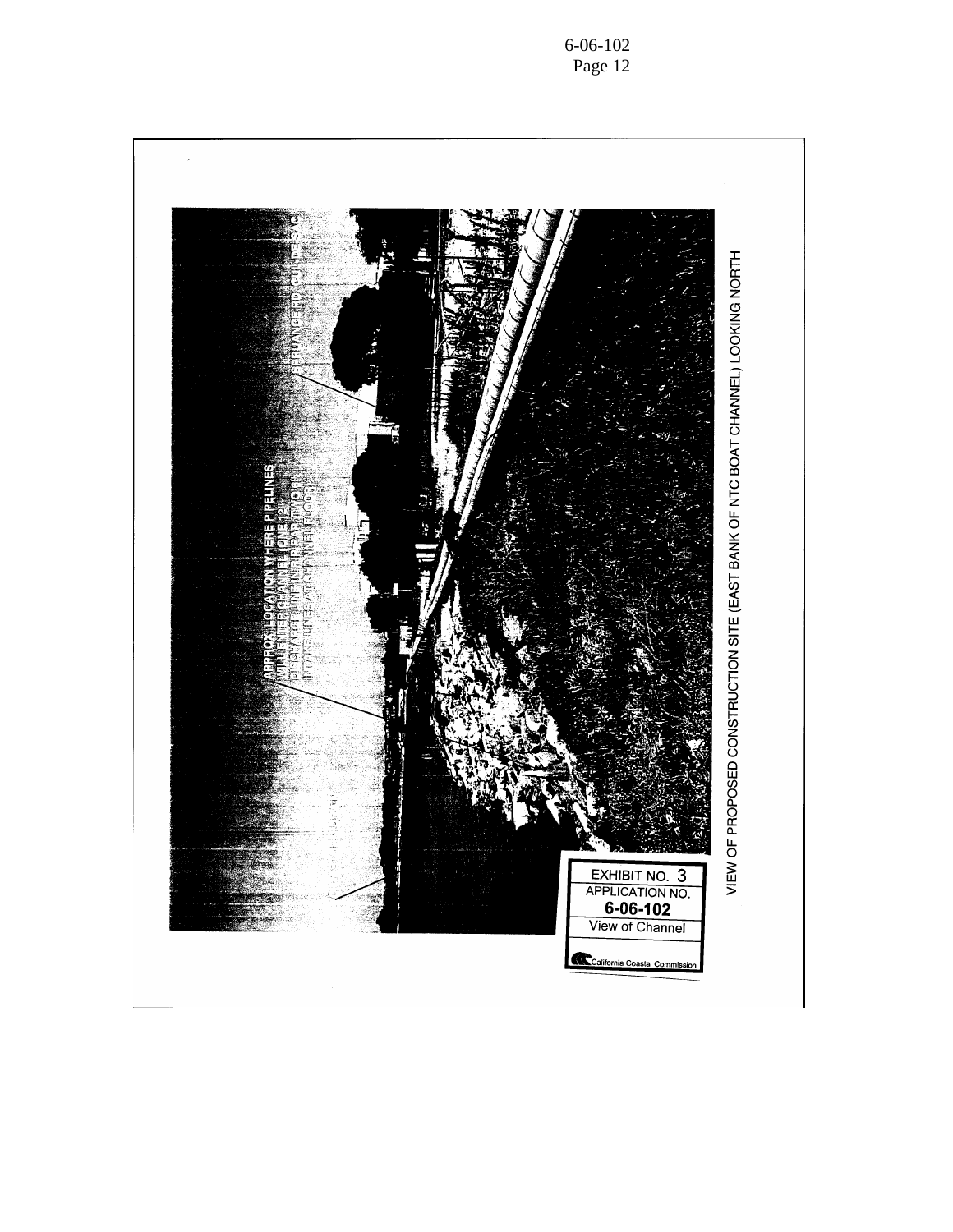APPROX. LOCATION WHERE PIPELINES WILL ENTER CHANNEL (ONE 12" DISCHARGE LINE IN RIPRAP, TWO 6" INTAKE LINES AT CHANNEL FLOOR)

EXHIBIT NO. 3
APPLICATION NO.
**6-06-102**
View of Channel

California Coastal Commission

VIEW OF PROPOSED CONSTRUCTION SITE (EAST BANK OF NTC BOAT CHANNEL) LOOKING NORTH